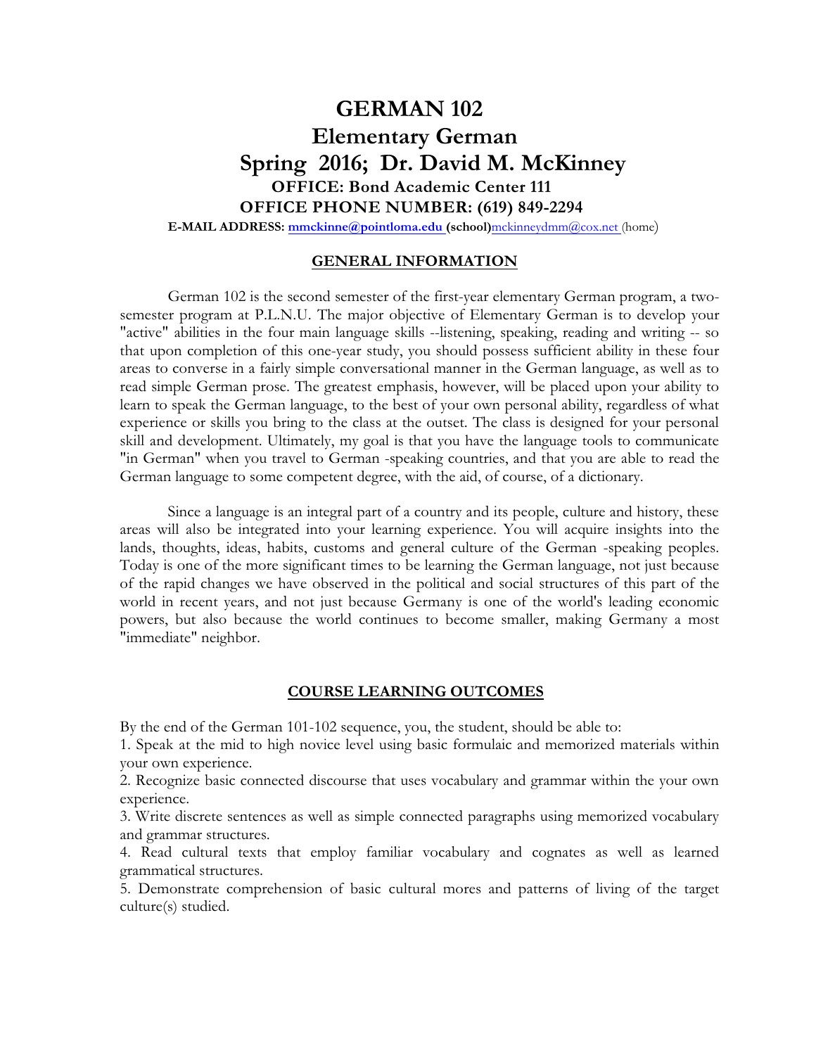# GERMAN 102

# Elementary German

# Spring 2016; Dr. David M. McKinney

**OFFICE: Bond Academic Center 111**

**OFFICE PHONE NUMBER: (619) 849-2294**

**E-MAIL ADDRESS: mmckinne@pointloma.edu (school)**mckinneydmm@cox.net (home)

## GENERAL INFORMATION

German 102 is the second semester of the first-year elementary German program, a two-semester program at P.L.N.U. The major objective of Elementary German is to develop your "active" abilities in the four main language skills --listening, speaking, reading and writing -- so that upon completion of this one-year study, you should possess sufficient ability in these four areas to converse in a fairly simple conversational manner in the German language, as well as to read simple German prose. The greatest emphasis, however, will be placed upon your ability to learn to speak the German language, to the best of your own personal ability, regardless of what experience or skills you bring to the class at the outset. The class is designed for your personal skill and development. Ultimately, my goal is that you have the language tools to communicate "in German" when you travel to German -speaking countries, and that you are able to read the German language to some competent degree, with the aid, of course, of a dictionary.

Since a language is an integral part of a country and its people, culture and history, these areas will also be integrated into your learning experience. You will acquire insights into the lands, thoughts, ideas, habits, customs and general culture of the German -speaking peoples. Today is one of the more significant times to be learning the German language, not just because of the rapid changes we have observed in the political and social structures of this part of the world in recent years, and not just because Germany is one of the world's leading economic powers, but also because the world continues to become smaller, making Germany a most "immediate" neighbor.

## COURSE LEARNING OUTCOMES

By the end of the German 101-102 sequence, you, the student, should be able to:

1. Speak at the mid to high novice level using basic formulaic and memorized materials within your own experience.
2. Recognize basic connected discourse that uses vocabulary and grammar within the your own experience.
3. Write discrete sentences as well as simple connected paragraphs using memorized vocabulary and grammar structures.
4. Read cultural texts that employ familiar vocabulary and cognates as well as learned grammatical structures.
5. Demonstrate comprehension of basic cultural mores and patterns of living of the target culture(s) studied.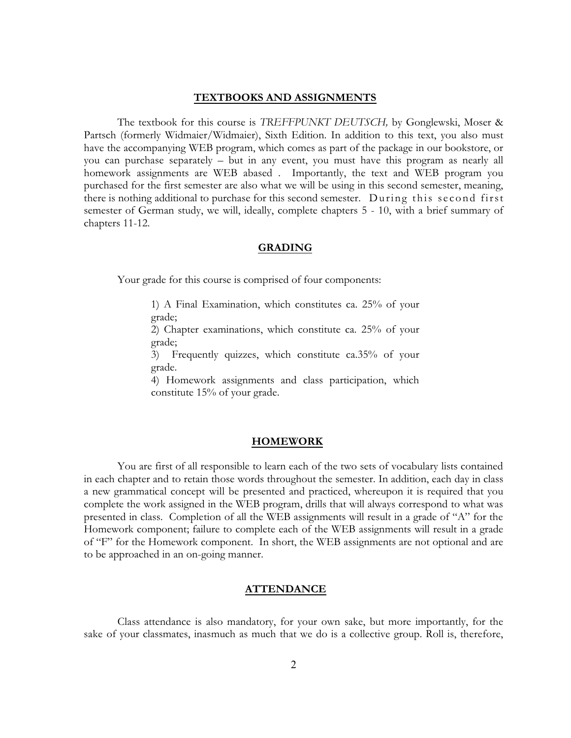## TEXTBOOKS AND ASSIGNMENTS

The textbook for this course is *TREFFPUNKT DEUTSCH,* by Gonglewski, Moser & Partsch (formerly Widmaier/Widmaier), Sixth Edition. In addition to this text, you also must have the accompanying WEB program, which comes as part of the package in our bookstore, or you can purchase separately – but in any event, you must have this program as nearly all homework assignments are WEB abased . Importantly, the text and WEB program you purchased for the first semester are also what we will be using in this second semester, meaning, there is nothing additional to purchase for this second semester. During this second first semester of German study, we will, ideally, complete chapters 5 - 10, with a brief summary of chapters 11-12.

## GRADING

Your grade for this course is comprised of four components:

1) A Final Examination, which constitutes ca. 25% of your grade;
2) Chapter examinations, which constitute ca. 25% of your grade;
3) Frequently quizzes, which constitute ca.35% of your grade.
4) Homework assignments and class participation, which constitute 15% of your grade.

## HOMEWORK

You are first of all responsible to learn each of the two sets of vocabulary lists contained in each chapter and to retain those words throughout the semester. In addition, each day in class a new grammatical concept will be presented and practiced, whereupon it is required that you complete the work assigned in the WEB program, drills that will always correspond to what was presented in class. Completion of all the WEB assignments will result in a grade of "A" for the Homework component; failure to complete each of the WEB assignments will result in a grade of "F" for the Homework component. In short, the WEB assignments are not optional and are to be approached in an on-going manner.

## ATTENDANCE

Class attendance is also mandatory, for your own sake, but more importantly, for the sake of your classmates, inasmuch as much that we do is a collective group. Roll is, therefore,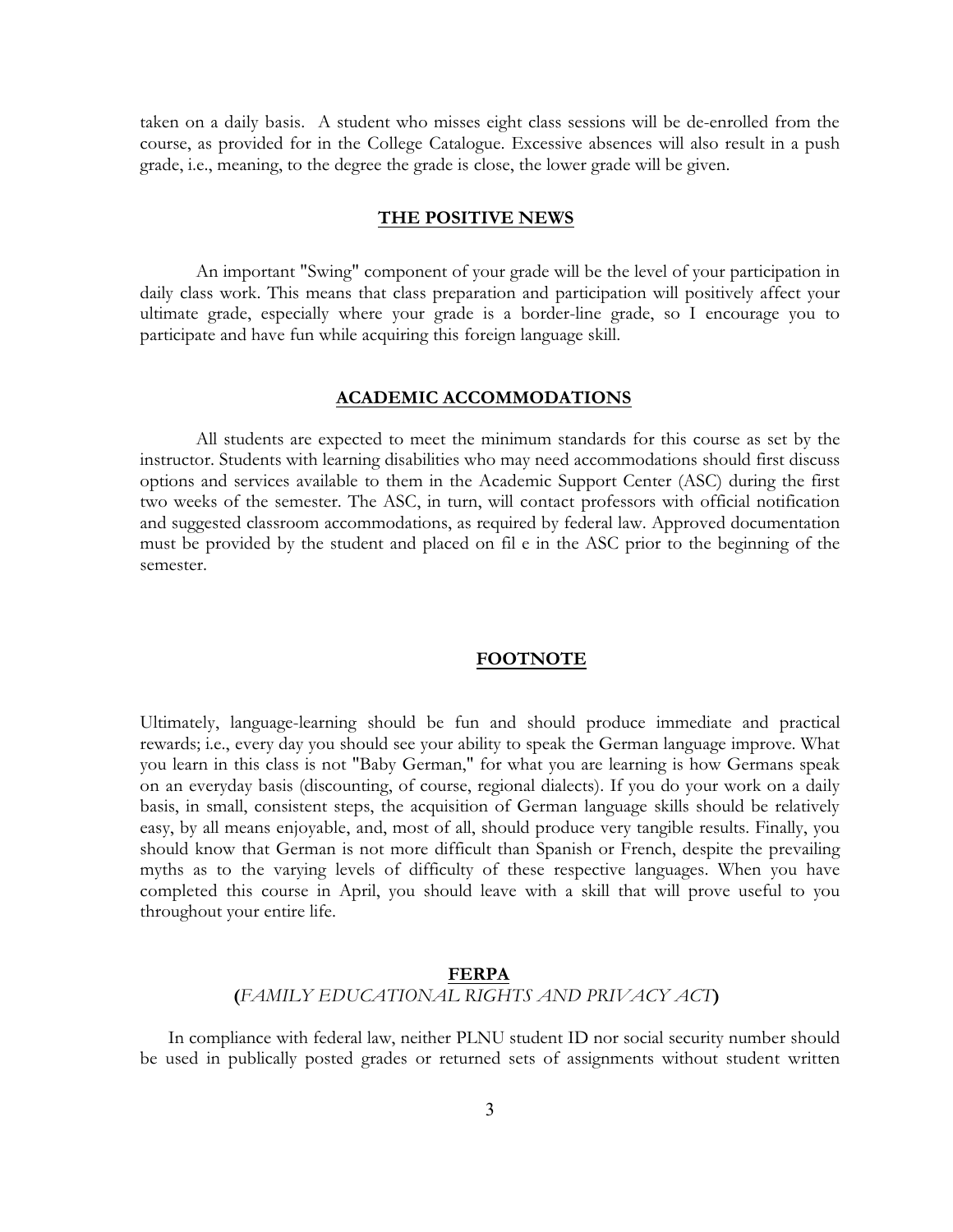taken on a daily basis. A student who misses eight class sessions will be de-enrolled from the course, as provided for in the College Catalogue. Excessive absences will also result in a push grade, i.e., meaning, to the degree the grade is close, the lower grade will be given.

## THE POSITIVE NEWS

An important "Swing" component of your grade will be the level of your participation in daily class work. This means that class preparation and participation will positively affect your ultimate grade, especially where your grade is a border-line grade, so I encourage you to participate and have fun while acquiring this foreign language skill.

## ACADEMIC ACCOMMODATIONS

All students are expected to meet the minimum standards for this course as set by the instructor. Students with learning disabilities who may need accommodations should first discuss options and services available to them in the Academic Support Center (ASC) during the first two weeks of the semester. The ASC, in turn, will contact professors with official notification and suggested classroom accommodations, as required by federal law. Approved documentation must be provided by the student and placed on fil e in the ASC prior to the beginning of the semester.

## FOOTNOTE

Ultimately, language-learning should be fun and should produce immediate and practical rewards; i.e., every day you should see your ability to speak the German language improve. What you learn in this class is not "Baby German," for what you are learning is how Germans speak on an everyday basis (discounting, of course, regional dialects). If you do your work on a daily basis, in small, consistent steps, the acquisition of German language skills should be relatively easy, by all means enjoyable, and, most of all, should produce very tangible results. Finally, you should know that German is not more difficult than Spanish or French, despite the prevailing myths as to the varying levels of difficulty of these respective languages. When you have completed this course in April, you should leave with a skill that will prove useful to you throughout your entire life.

## FERPA
**(*FAMILY EDUCATI0NAL RIGHTS AND PRIVACY ACT*)**

In compliance with federal law, neither PLNU student ID nor social security number should be used in publically posted grades or returned sets of assignments without student written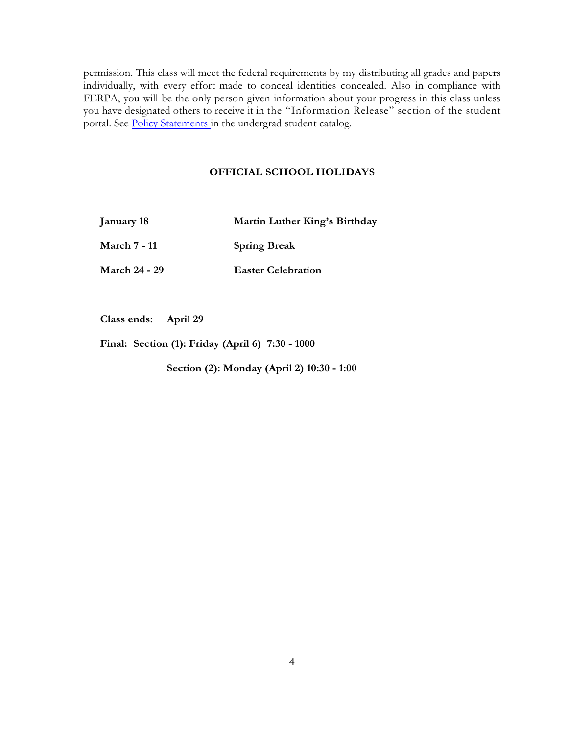permission. This class will meet the federal requirements by my distributing all grades and papers individually, with every effort made to conceal identities concealed. Also in compliance with FERPA, you will be the only person given information about your progress in this class unless you have designated others to receive it in the "Information Release" section of the student portal. See Policy Statements in the undergrad student catalog.

## OFFICIAL SCHOOL HOLIDAYS

| | |
|---|---|
| **January 18** | **Martin Luther King's Birthday** |
| **March 7 - 11** | **Spring Break** |
| **March 24 - 29** | **Easter Celebration** |

**Class ends: April 29**

**Final: Section (1): Friday (April 6) 7:30 - 1000**

**Section (2): Monday (April 2) 10:30 - 1:00**